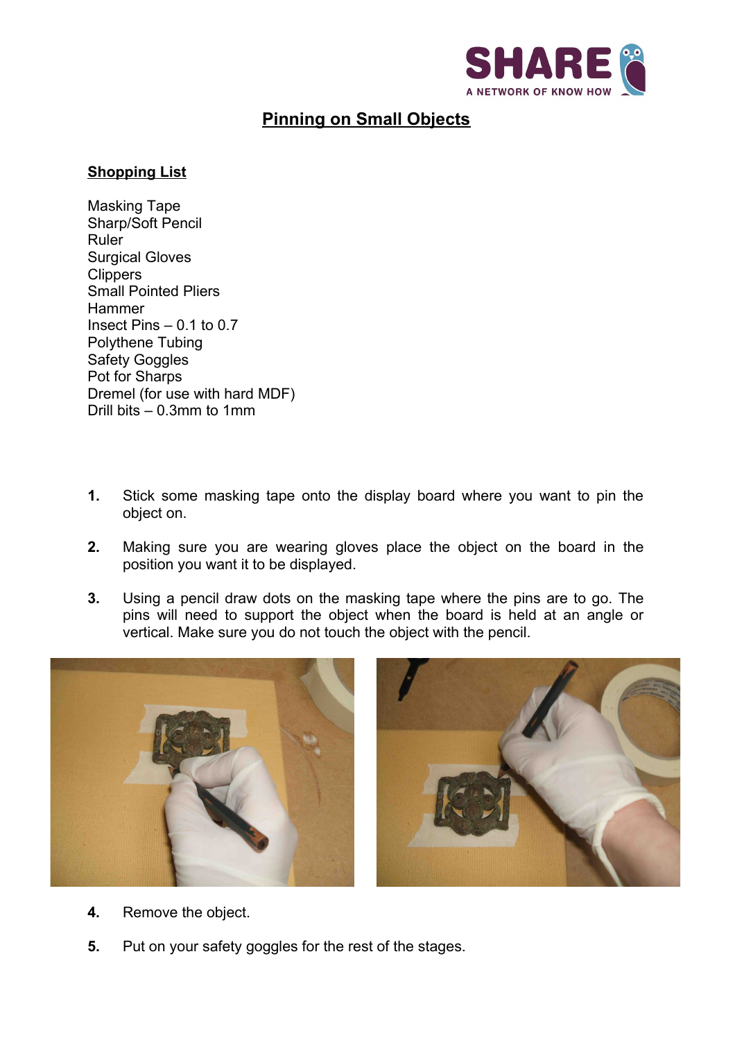# Pinning on Small Objects

## Shopping List

Masking Tape
Sharp/Soft Pencil
Ruler
Surgical Gloves
Clippers
Small Pointed Pliers
Hammer
Insect Pins – 0.1 to 0.7
Polythene Tubing
Safety Goggles
Pot for Sharps
Dremel (for use with hard MDF)
Drill bits – 0.3mm to 1mm

1. Stick some masking tape onto the display board where you want to pin the object on.

2. Making sure you are wearing gloves place the object on the board in the position you want it to be displayed.

3. Using a pencil draw dots on the masking tape where the pins are to go. The pins will need to support the object when the board is held at an angle or vertical. Make sure you do not touch the object with the pencil.

4. Remove the object.

5. Put on your safety goggles for the rest of the stages.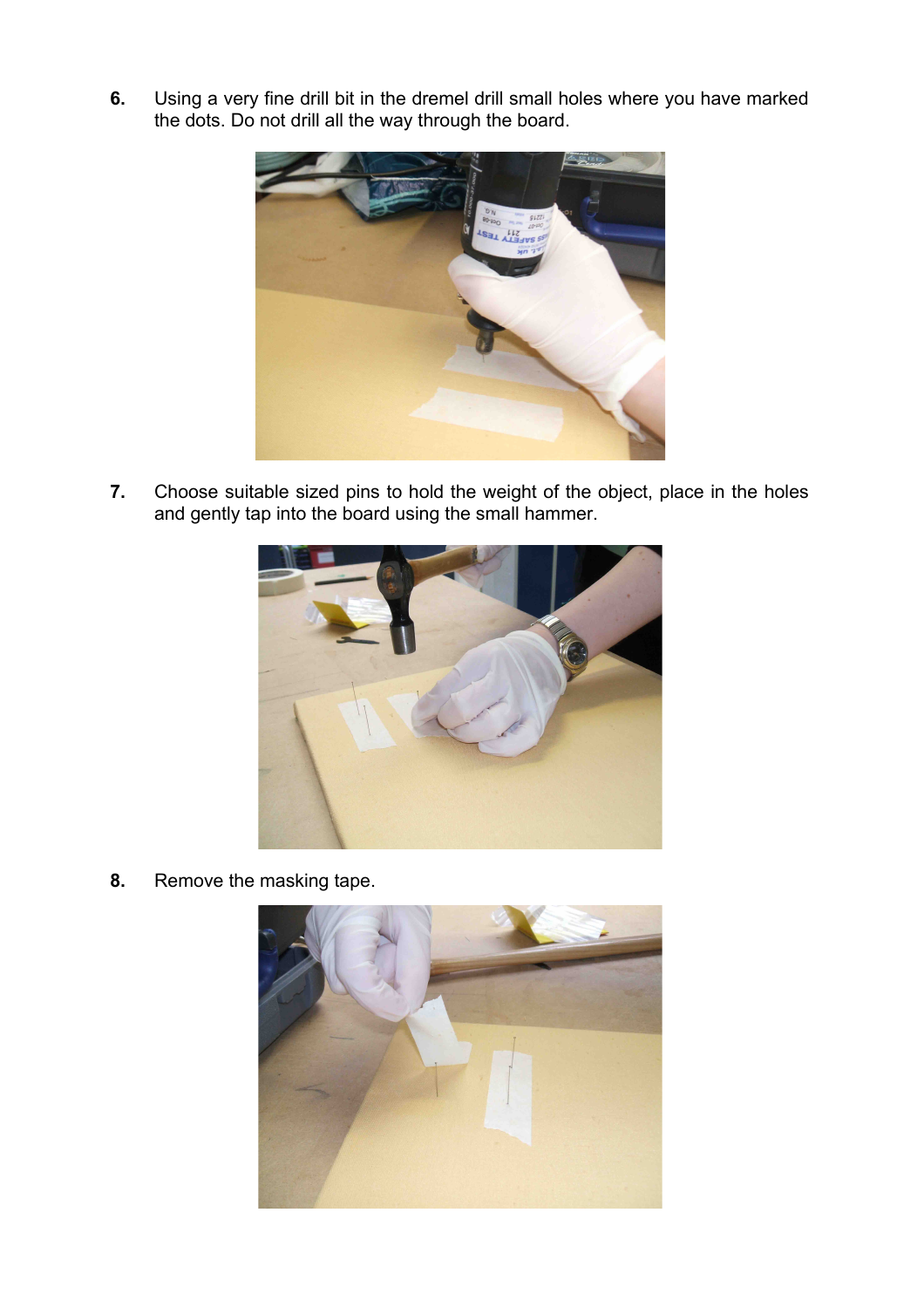6. Using a very fine drill bit in the dremel drill small holes where you have marked the dots. Do not drill all the way through the board.

7. Choose suitable sized pins to hold the weight of the object, place in the holes and gently tap into the board using the small hammer.

8. Remove the masking tape.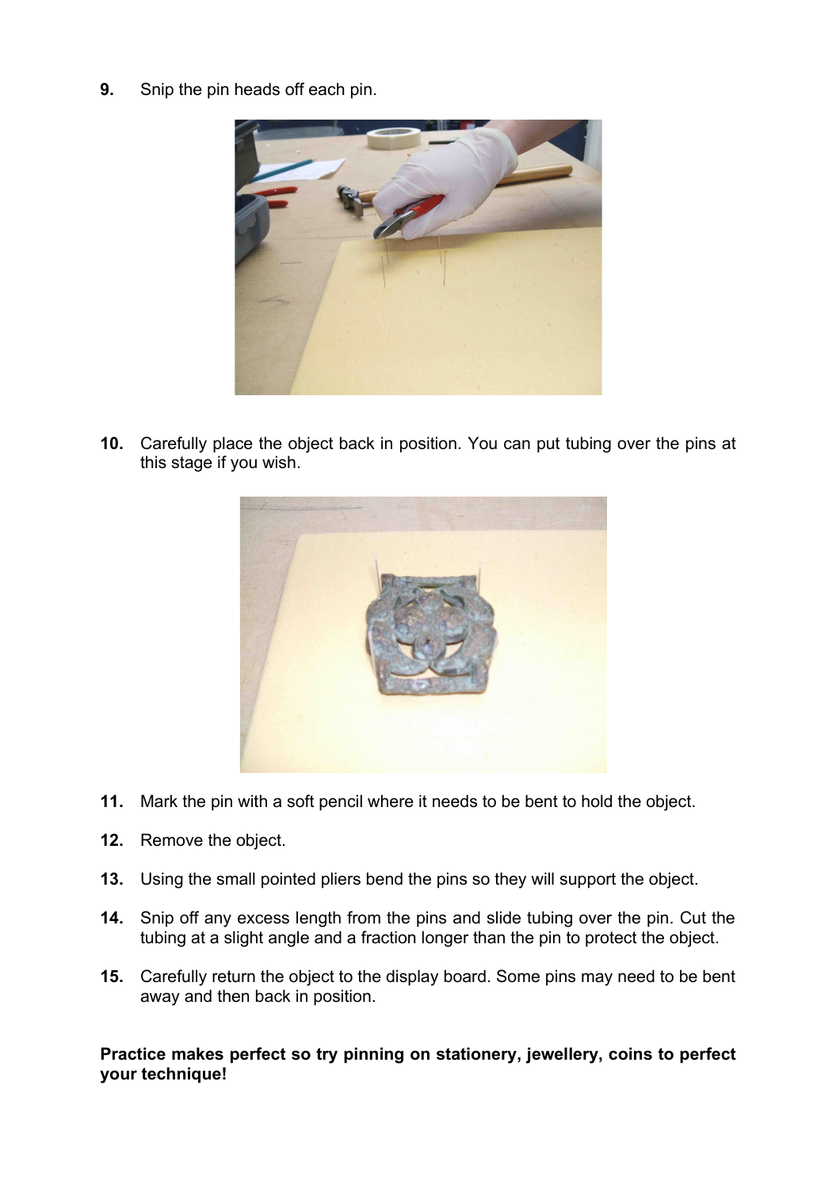9. Snip the pin heads off each pin.

10. Carefully place the object back in position. You can put tubing over the pins at this stage if you wish.

11. Mark the pin with a soft pencil where it needs to be bent to hold the object.

12. Remove the object.

13. Using the small pointed pliers bend the pins so they will support the object.

14. Snip off any excess length from the pins and slide tubing over the pin. Cut the tubing at a slight angle and a fraction longer than the pin to protect the object.

15. Carefully return the object to the display board. Some pins may need to be bent away and then back in position.

**Practice makes perfect so try pinning on stationery, jewellery, coins to perfect your technique!**